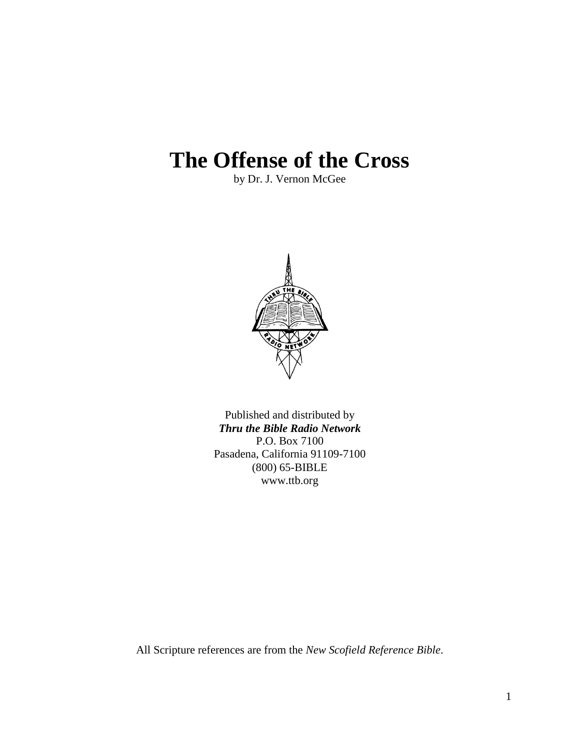# The Offense of the Cross

by Dr. J. Vernon McGee

Published and distributed by
***Thru the Bible Radio Network***
P.O. Box 7100
Pasadena, California 91109-7100
(800) 65-BIBLE
www.ttb.org

All Scripture references are from the *New Scofield Reference Bible*.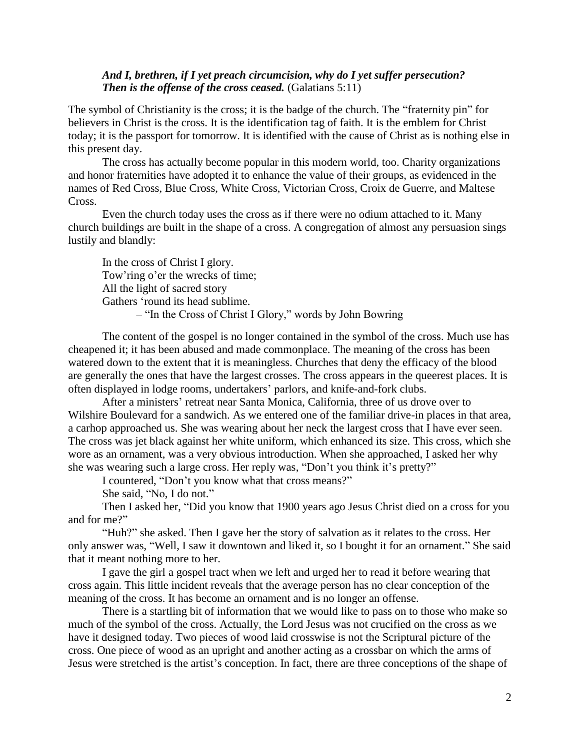***And I, brethren, if I yet preach circumcision, why do I yet suffer persecution? Then is the offense of the cross ceased.*** (Galatians 5:11)

The symbol of Christianity is the cross; it is the badge of the church. The "fraternity pin" for believers in Christ is the cross. It is the identification tag of faith. It is the emblem for Christ today; it is the passport for tomorrow. It is identified with the cause of Christ as is nothing else in this present day.

The cross has actually become popular in this modern world, too. Charity organizations and honor fraternities have adopted it to enhance the value of their groups, as evidenced in the names of Red Cross, Blue Cross, White Cross, Victorian Cross, Croix de Guerre, and Maltese Cross.

Even the church today uses the cross as if there were no odium attached to it. Many church buildings are built in the shape of a cross. A congregation of almost any persuasion sings lustily and blandly:

> In the cross of Christ I glory.
> Tow'ring o'er the wrecks of time;
> All the light of sacred story
> Gathers 'round its head sublime.
> – "In the Cross of Christ I Glory," words by John Bowring

The content of the gospel is no longer contained in the symbol of the cross. Much use has cheapened it; it has been abused and made commonplace. The meaning of the cross has been watered down to the extent that it is meaningless. Churches that deny the efficacy of the blood are generally the ones that have the largest crosses. The cross appears in the queerest places. It is often displayed in lodge rooms, undertakers' parlors, and knife-and-fork clubs.

After a ministers' retreat near Santa Monica, California, three of us drove over to Wilshire Boulevard for a sandwich. As we entered one of the familiar drive-in places in that area, a carhop approached us. She was wearing about her neck the largest cross that I have ever seen. The cross was jet black against her white uniform, which enhanced its size. This cross, which she wore as an ornament, was a very obvious introduction. When she approached, I asked her why she was wearing such a large cross. Her reply was, "Don't you think it's pretty?"

I countered, "Don't you know what that cross means?"

She said, "No, I do not."

Then I asked her, "Did you know that 1900 years ago Jesus Christ died on a cross for you and for me?"

"Huh?" she asked. Then I gave her the story of salvation as it relates to the cross. Her only answer was, "Well, I saw it downtown and liked it, so I bought it for an ornament." She said that it meant nothing more to her.

I gave the girl a gospel tract when we left and urged her to read it before wearing that cross again. This little incident reveals that the average person has no clear conception of the meaning of the cross. It has become an ornament and is no longer an offense.

There is a startling bit of information that we would like to pass on to those who make so much of the symbol of the cross. Actually, the Lord Jesus was not crucified on the cross as we have it designed today. Two pieces of wood laid crosswise is not the Scriptural picture of the cross. One piece of wood as an upright and another acting as a crossbar on which the arms of Jesus were stretched is the artist's conception. In fact, there are three conceptions of the shape of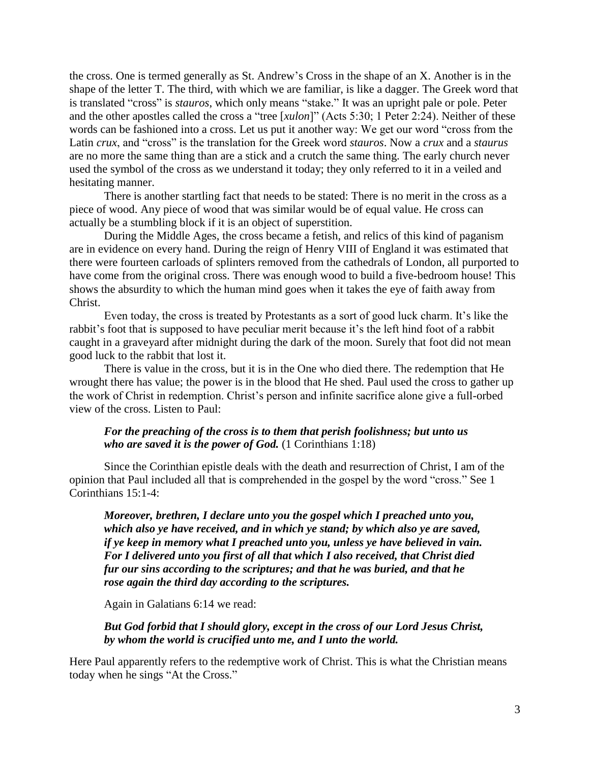the cross. One is termed generally as St. Andrew's Cross in the shape of an X. Another is in the shape of the letter T. The third, with which we are familiar, is like a dagger. The Greek word that is translated "cross" is *stauros,* which only means "stake." It was an upright pale or pole. Peter and the other apostles called the cross a "tree [*xulon*]" (Acts 5:30; 1 Peter 2:24). Neither of these words can be fashioned into a cross. Let us put it another way: We get our word "cross from the Latin *crux*, and "cross" is the translation for the Greek word *stauros*. Now a *crux* and a *staurus* are no more the same thing than are a stick and a crutch the same thing. The early church never used the symbol of the cross as we understand it today; they only referred to it in a veiled and hesitating manner.

There is another startling fact that needs to be stated: There is no merit in the cross as a piece of wood. Any piece of wood that was similar would be of equal value. He cross can actually be a stumbling block if it is an object of superstition.

During the Middle Ages, the cross became a fetish, and relics of this kind of paganism are in evidence on every hand. During the reign of Henry VIII of England it was estimated that there were fourteen carloads of splinters removed from the cathedrals of London, all purported to have come from the original cross. There was enough wood to build a five-bedroom house! This shows the absurdity to which the human mind goes when it takes the eye of faith away from Christ.

Even today, the cross is treated by Protestants as a sort of good luck charm. It's like the rabbit's foot that is supposed to have peculiar merit because it's the left hind foot of a rabbit caught in a graveyard after midnight during the dark of the moon. Surely that foot did not mean good luck to the rabbit that lost it.

There is value in the cross, but it is in the One who died there. The redemption that He wrought there has value; the power is in the blood that He shed. Paul used the cross to gather up the work of Christ in redemption. Christ's person and infinite sacrifice alone give a full-orbed view of the cross. Listen to Paul:

> ***For the preaching of the cross is to them that perish foolishness; but unto us who are saved it is the power of God.*** (1 Corinthians 1:18)

Since the Corinthian epistle deals with the death and resurrection of Christ, I am of the opinion that Paul included all that is comprehended in the gospel by the word "cross." See 1 Corinthians 15:1-4:

> ***Moreover, brethren, I declare unto you the gospel which I preached unto you, which also ye have received, and in which ye stand; by which also ye are saved, if ye keep in memory what I preached unto you, unless ye have believed in vain. For I delivered unto you first of all that which I also received, that Christ died fur our sins according to the scriptures; and that he was buried, and that he rose again the third day according to the scriptures.***

Again in Galatians 6:14 we read:

> ***But God forbid that I should glory, except in the cross of our Lord Jesus Christ, by whom the world is crucified unto me, and I unto the world.***

Here Paul apparently refers to the redemptive work of Christ. This is what the Christian means today when he sings "At the Cross."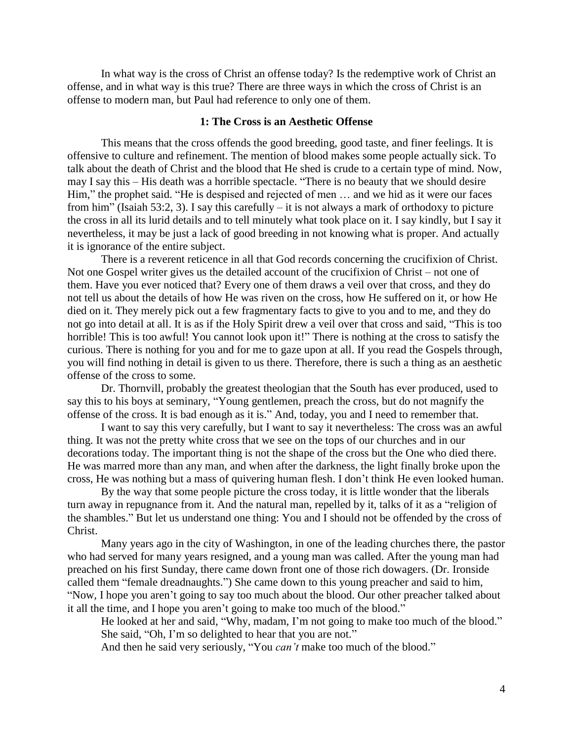In what way is the cross of Christ an offense today? Is the redemptive work of Christ an offense, and in what way is this true? There are three ways in which the cross of Christ is an offense to modern man, but Paul had reference to only one of them.

### 1: The Cross is an Aesthetic Offense

This means that the cross offends the good breeding, good taste, and finer feelings. It is offensive to culture and refinement. The mention of blood makes some people actually sick. To talk about the death of Christ and the blood that He shed is crude to a certain type of mind. Now, may I say this – His death was a horrible spectacle. "There is no beauty that we should desire Him," the prophet said. "He is despised and rejected of men … and we hid as it were our faces from him" (Isaiah 53:2, 3). I say this carefully – it is not always a mark of orthodoxy to picture the cross in all its lurid details and to tell minutely what took place on it. I say kindly, but I say it nevertheless, it may be just a lack of good breeding in not knowing what is proper. And actually it is ignorance of the entire subject.

There is a reverent reticence in all that God records concerning the crucifixion of Christ. Not one Gospel writer gives us the detailed account of the crucifixion of Christ – not one of them. Have you ever noticed that? Every one of them draws a veil over that cross, and they do not tell us about the details of how He was riven on the cross, how He suffered on it, or how He died on it. They merely pick out a few fragmentary facts to give to you and to me, and they do not go into detail at all. It is as if the Holy Spirit drew a veil over that cross and said, "This is too horrible! This is too awful! You cannot look upon it!" There is nothing at the cross to satisfy the curious. There is nothing for you and for me to gaze upon at all. If you read the Gospels through, you will find nothing in detail is given to us there. Therefore, there is such a thing as an aesthetic offense of the cross to some.

Dr. Thornvill, probably the greatest theologian that the South has ever produced, used to say this to his boys at seminary, "Young gentlemen, preach the cross, but do not magnify the offense of the cross. It is bad enough as it is." And, today, you and I need to remember that.

I want to say this very carefully, but I want to say it nevertheless: The cross was an awful thing. It was not the pretty white cross that we see on the tops of our churches and in our decorations today. The important thing is not the shape of the cross but the One who died there. He was marred more than any man, and when after the darkness, the light finally broke upon the cross, He was nothing but a mass of quivering human flesh. I don't think He even looked human.

By the way that some people picture the cross today, it is little wonder that the liberals turn away in repugnance from it. And the natural man, repelled by it, talks of it as a "religion of the shambles." But let us understand one thing: You and I should not be offended by the cross of Christ.

Many years ago in the city of Washington, in one of the leading churches there, the pastor who had served for many years resigned, and a young man was called. After the young man had preached on his first Sunday, there came down front one of those rich dowagers. (Dr. Ironside called them "female dreadnaughts.") She came down to this young preacher and said to him, "Now, I hope you aren't going to say too much about the blood. Our other preacher talked about it all the time, and I hope you aren't going to make too much of the blood."

He looked at her and said, "Why, madam, I'm not going to make too much of the blood."

She said, "Oh, I'm so delighted to hear that you are not."

And then he said very seriously, "You *can't* make too much of the blood."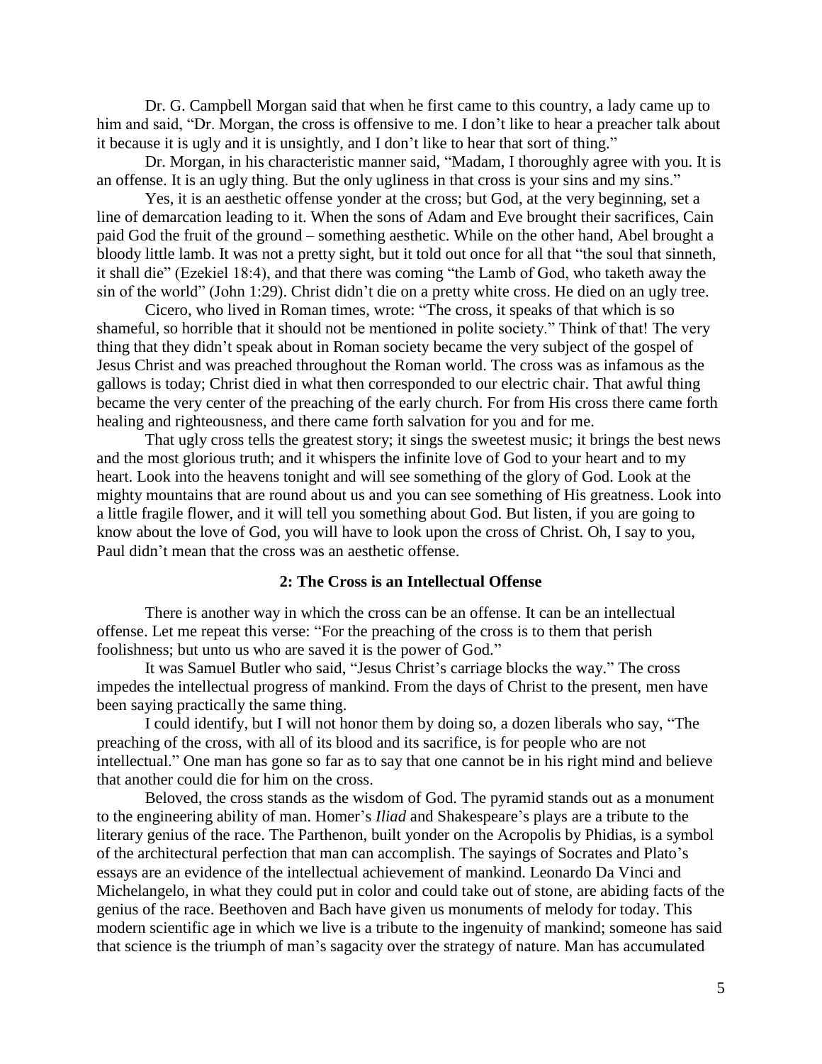Dr. G. Campbell Morgan said that when he first came to this country, a lady came up to him and said, "Dr. Morgan, the cross is offensive to me. I don't like to hear a preacher talk about it because it is ugly and it is unsightly, and I don't like to hear that sort of thing."

Dr. Morgan, in his characteristic manner said, "Madam, I thoroughly agree with you. It is an offense. It is an ugly thing. But the only ugliness in that cross is your sins and my sins."

Yes, it is an aesthetic offense yonder at the cross; but God, at the very beginning, set a line of demarcation leading to it. When the sons of Adam and Eve brought their sacrifices, Cain paid God the fruit of the ground – something aesthetic. While on the other hand, Abel brought a bloody little lamb. It was not a pretty sight, but it told out once for all that "the soul that sinneth, it shall die" (Ezekiel 18:4), and that there was coming "the Lamb of God, who taketh away the sin of the world" (John 1:29). Christ didn't die on a pretty white cross. He died on an ugly tree.

Cicero, who lived in Roman times, wrote: "The cross, it speaks of that which is so shameful, so horrible that it should not be mentioned in polite society." Think of that! The very thing that they didn't speak about in Roman society became the very subject of the gospel of Jesus Christ and was preached throughout the Roman world. The cross was as infamous as the gallows is today; Christ died in what then corresponded to our electric chair. That awful thing became the very center of the preaching of the early church. For from His cross there came forth healing and righteousness, and there came forth salvation for you and for me.

That ugly cross tells the greatest story; it sings the sweetest music; it brings the best news and the most glorious truth; and it whispers the infinite love of God to your heart and to my heart. Look into the heavens tonight and will see something of the glory of God. Look at the mighty mountains that are round about us and you can see something of His greatness. Look into a little fragile flower, and it will tell you something about God. But listen, if you are going to know about the love of God, you will have to look upon the cross of Christ. Oh, I say to you, Paul didn't mean that the cross was an aesthetic offense.

## 2: The Cross is an Intellectual Offense

There is another way in which the cross can be an offense. It can be an intellectual offense. Let me repeat this verse: "For the preaching of the cross is to them that perish foolishness; but unto us who are saved it is the power of God."

It was Samuel Butler who said, "Jesus Christ's carriage blocks the way." The cross impedes the intellectual progress of mankind. From the days of Christ to the present, men have been saying practically the same thing.

I could identify, but I will not honor them by doing so, a dozen liberals who say, "The preaching of the cross, with all of its blood and its sacrifice, is for people who are not intellectual." One man has gone so far as to say that one cannot be in his right mind and believe that another could die for him on the cross.

Beloved, the cross stands as the wisdom of God. The pyramid stands out as a monument to the engineering ability of man. Homer's *Iliad* and Shakespeare's plays are a tribute to the literary genius of the race. The Parthenon, built yonder on the Acropolis by Phidias, is a symbol of the architectural perfection that man can accomplish. The sayings of Socrates and Plato's essays are an evidence of the intellectual achievement of mankind. Leonardo Da Vinci and Michelangelo, in what they could put in color and could take out of stone, are abiding facts of the genius of the race. Beethoven and Bach have given us monuments of melody for today. This modern scientific age in which we live is a tribute to the ingenuity of mankind; someone has said that science is the triumph of man's sagacity over the strategy of nature. Man has accumulated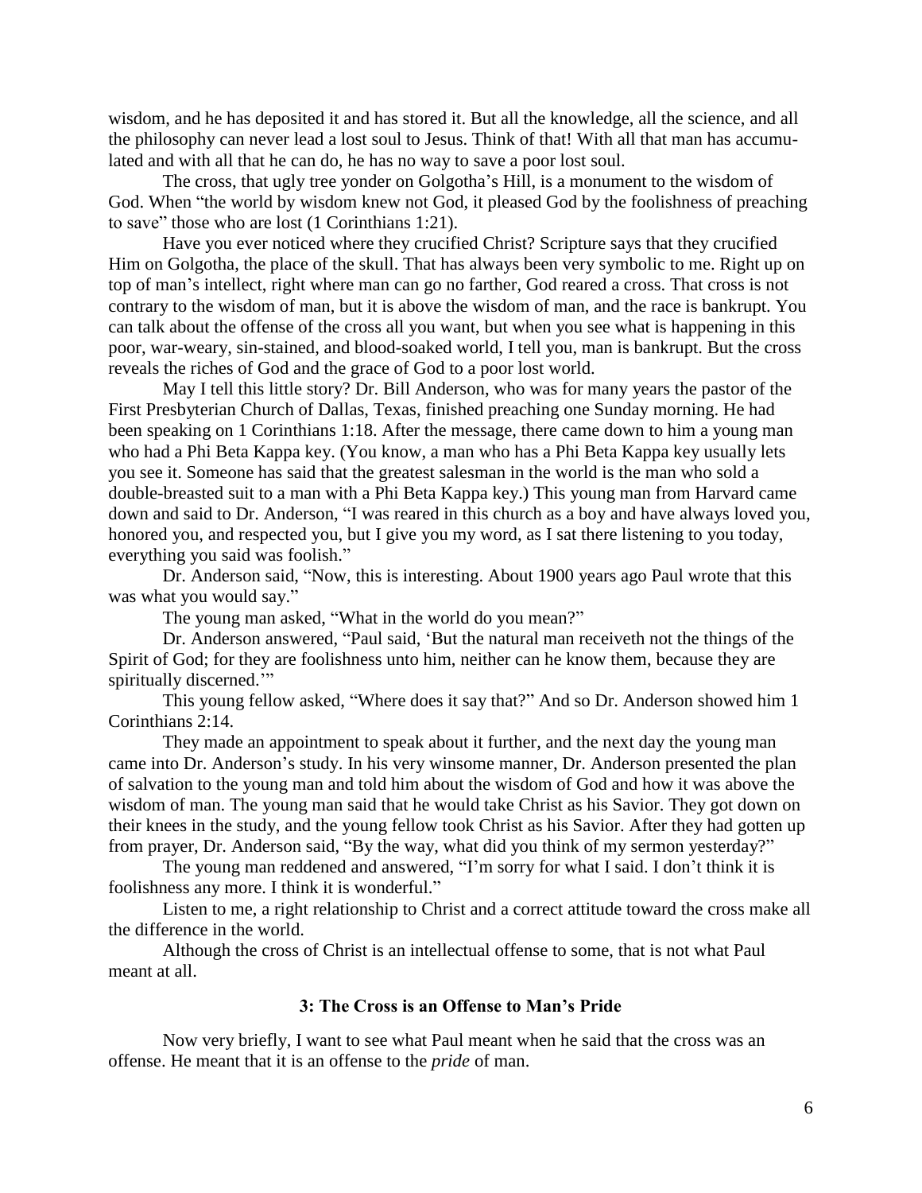wisdom, and he has deposited it and has stored it. But all the knowledge, all the science, and all the philosophy can never lead a lost soul to Jesus. Think of that! With all that man has accumulated and with all that he can do, he has no way to save a poor lost soul.

The cross, that ugly tree yonder on Golgotha's Hill, is a monument to the wisdom of God. When "the world by wisdom knew not God, it pleased God by the foolishness of preaching to save" those who are lost (1 Corinthians 1:21).

Have you ever noticed where they crucified Christ? Scripture says that they crucified Him on Golgotha, the place of the skull. That has always been very symbolic to me. Right up on top of man's intellect, right where man can go no farther, God reared a cross. That cross is not contrary to the wisdom of man, but it is above the wisdom of man, and the race is bankrupt. You can talk about the offense of the cross all you want, but when you see what is happening in this poor, war-weary, sin-stained, and blood-soaked world, I tell you, man is bankrupt. But the cross reveals the riches of God and the grace of God to a poor lost world.

May I tell this little story? Dr. Bill Anderson, who was for many years the pastor of the First Presbyterian Church of Dallas, Texas, finished preaching one Sunday morning. He had been speaking on 1 Corinthians 1:18. After the message, there came down to him a young man who had a Phi Beta Kappa key. (You know, a man who has a Phi Beta Kappa key usually lets you see it. Someone has said that the greatest salesman in the world is the man who sold a double-breasted suit to a man with a Phi Beta Kappa key.) This young man from Harvard came down and said to Dr. Anderson, "I was reared in this church as a boy and have always loved you, honored you, and respected you, but I give you my word, as I sat there listening to you today, everything you said was foolish."

Dr. Anderson said, "Now, this is interesting. About 1900 years ago Paul wrote that this was what you would say."

The young man asked, "What in the world do you mean?"

Dr. Anderson answered, "Paul said, 'But the natural man receiveth not the things of the Spirit of God; for they are foolishness unto him, neither can he know them, because they are spiritually discerned.'"

This young fellow asked, "Where does it say that?" And so Dr. Anderson showed him 1 Corinthians 2:14.

They made an appointment to speak about it further, and the next day the young man came into Dr. Anderson's study. In his very winsome manner, Dr. Anderson presented the plan of salvation to the young man and told him about the wisdom of God and how it was above the wisdom of man. The young man said that he would take Christ as his Savior. They got down on their knees in the study, and the young fellow took Christ as his Savior. After they had gotten up from prayer, Dr. Anderson said, "By the way, what did you think of my sermon yesterday?"

The young man reddened and answered, "I'm sorry for what I said. I don't think it is foolishness any more. I think it is wonderful."

Listen to me, a right relationship to Christ and a correct attitude toward the cross make all the difference in the world.

Although the cross of Christ is an intellectual offense to some, that is not what Paul meant at all.

### 3: The Cross is an Offense to Man's Pride

Now very briefly, I want to see what Paul meant when he said that the cross was an offense. He meant that it is an offense to the *pride* of man.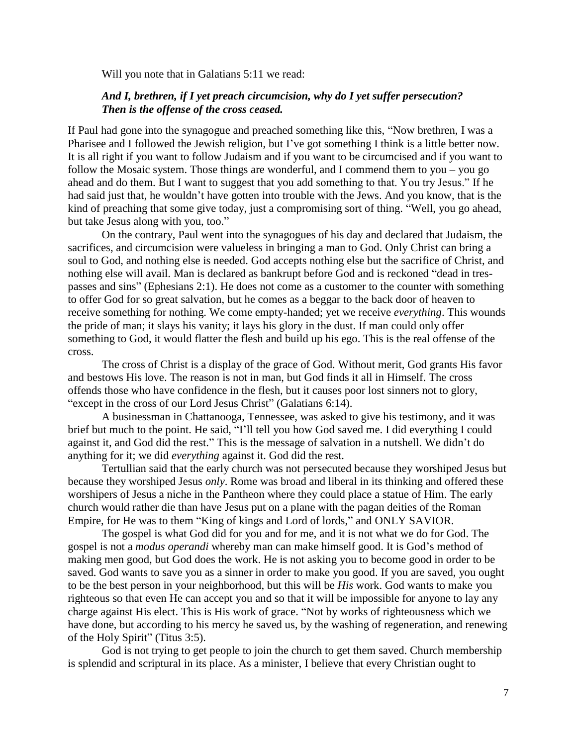Will you note that in Galatians 5:11 we read:

> ***And I, brethren, if I yet preach circumcision, why do I yet suffer persecution? Then is the offense of the cross ceased.***

If Paul had gone into the synagogue and preached something like this, "Now brethren, I was a Pharisee and I followed the Jewish religion, but I've got something I think is a little better now. It is all right if you want to follow Judaism and if you want to be circumcised and if you want to follow the Mosaic system. Those things are wonderful, and I commend them to you – you go ahead and do them. But I want to suggest that you add something to that. You try Jesus." If he had said just that, he wouldn't have gotten into trouble with the Jews. And you know, that is the kind of preaching that some give today, just a compromising sort of thing. "Well, you go ahead, but take Jesus along with you, too."

On the contrary, Paul went into the synagogues of his day and declared that Judaism, the sacrifices, and circumcision were valueless in bringing a man to God. Only Christ can bring a soul to God, and nothing else is needed. God accepts nothing else but the sacrifice of Christ, and nothing else will avail. Man is declared as bankrupt before God and is reckoned "dead in trespasses and sins" (Ephesians 2:1). He does not come as a customer to the counter with something to offer God for so great salvation, but he comes as a beggar to the back door of heaven to receive something for nothing. We come empty-handed; yet we receive *everything*. This wounds the pride of man; it slays his vanity; it lays his glory in the dust. If man could only offer something to God, it would flatter the flesh and build up his ego. This is the real offense of the cross.

The cross of Christ is a display of the grace of God. Without merit, God grants His favor and bestows His love. The reason is not in man, but God finds it all in Himself. The cross offends those who have confidence in the flesh, but it causes poor lost sinners not to glory, "except in the cross of our Lord Jesus Christ" (Galatians 6:14).

A businessman in Chattanooga, Tennessee, was asked to give his testimony, and it was brief but much to the point. He said, "I'll tell you how God saved me. I did everything I could against it, and God did the rest." This is the message of salvation in a nutshell. We didn't do anything for it; we did *everything* against it. God did the rest.

Tertullian said that the early church was not persecuted because they worshiped Jesus but because they worshiped Jesus *only*. Rome was broad and liberal in its thinking and offered these worshipers of Jesus a niche in the Pantheon where they could place a statue of Him. The early church would rather die than have Jesus put on a plane with the pagan deities of the Roman Empire, for He was to them "King of kings and Lord of lords," and ONLY SAVIOR.

The gospel is what God did for you and for me, and it is not what we do for God. The gospel is not a *modus operandi* whereby man can make himself good. It is God's method of making men good, but God does the work. He is not asking you to become good in order to be saved. God wants to save you as a sinner in order to make you good. If you are saved, you ought to be the best person in your neighborhood, but this will be *His* work. God wants to make you righteous so that even He can accept you and so that it will be impossible for anyone to lay any charge against His elect. This is His work of grace. "Not by works of righteousness which we have done, but according to his mercy he saved us, by the washing of regeneration, and renewing of the Holy Spirit" (Titus 3:5).

God is not trying to get people to join the church to get them saved. Church membership is splendid and scriptural in its place. As a minister, I believe that every Christian ought to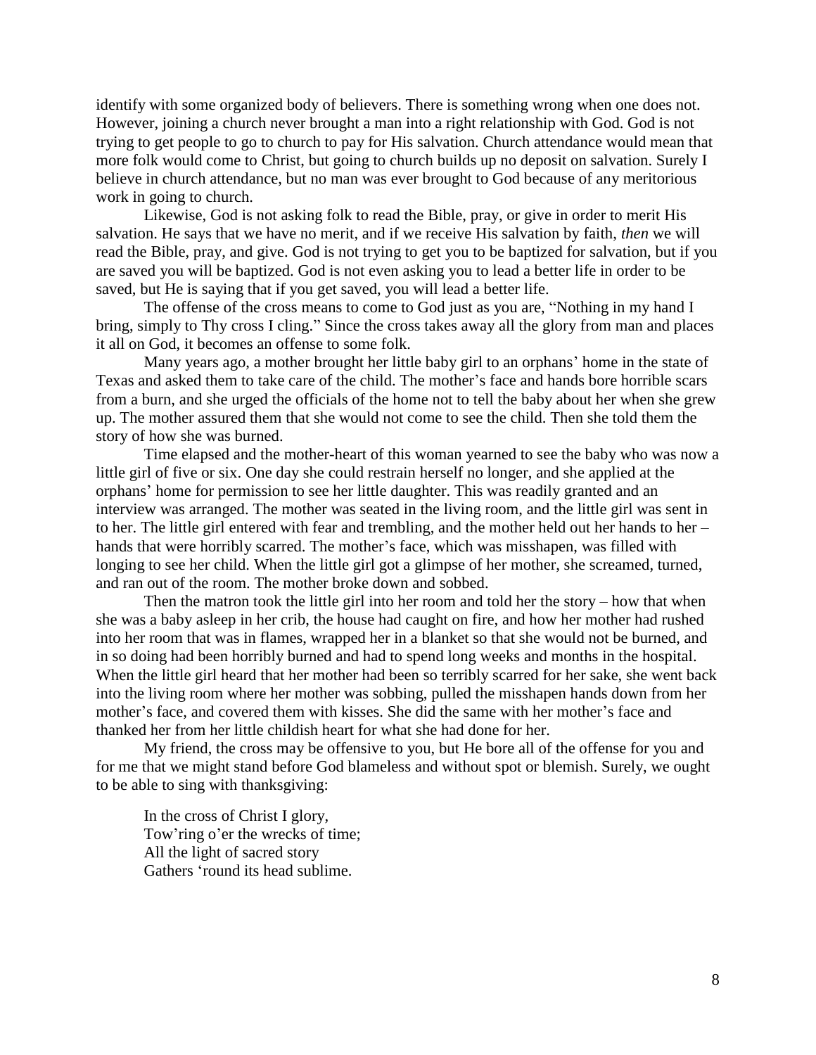identify with some organized body of believers. There is something wrong when one does not. However, joining a church never brought a man into a right relationship with God. God is not trying to get people to go to church to pay for His salvation. Church attendance would mean that more folk would come to Christ, but going to church builds up no deposit on salvation. Surely I believe in church attendance, but no man was ever brought to God because of any meritorious work in going to church.

Likewise, God is not asking folk to read the Bible, pray, or give in order to merit His salvation. He says that we have no merit, and if we receive His salvation by faith, *then* we will read the Bible, pray, and give. God is not trying to get you to be baptized for salvation, but if you are saved you will be baptized. God is not even asking you to lead a better life in order to be saved, but He is saying that if you get saved, you will lead a better life.

The offense of the cross means to come to God just as you are, "Nothing in my hand I bring, simply to Thy cross I cling." Since the cross takes away all the glory from man and places it all on God, it becomes an offense to some folk.

Many years ago, a mother brought her little baby girl to an orphans' home in the state of Texas and asked them to take care of the child. The mother's face and hands bore horrible scars from a burn, and she urged the officials of the home not to tell the baby about her when she grew up. The mother assured them that she would not come to see the child. Then she told them the story of how she was burned.

Time elapsed and the mother-heart of this woman yearned to see the baby who was now a little girl of five or six. One day she could restrain herself no longer, and she applied at the orphans' home for permission to see her little daughter. This was readily granted and an interview was arranged. The mother was seated in the living room, and the little girl was sent in to her. The little girl entered with fear and trembling, and the mother held out her hands to her – hands that were horribly scarred. The mother's face, which was misshapen, was filled with longing to see her child. When the little girl got a glimpse of her mother, she screamed, turned, and ran out of the room. The mother broke down and sobbed.

Then the matron took the little girl into her room and told her the story – how that when she was a baby asleep in her crib, the house had caught on fire, and how her mother had rushed into her room that was in flames, wrapped her in a blanket so that she would not be burned, and in so doing had been horribly burned and had to spend long weeks and months in the hospital. When the little girl heard that her mother had been so terribly scarred for her sake, she went back into the living room where her mother was sobbing, pulled the misshapen hands down from her mother's face, and covered them with kisses. She did the same with her mother's face and thanked her from her little childish heart for what she had done for her.

My friend, the cross may be offensive to you, but He bore all of the offense for you and for me that we might stand before God blameless and without spot or blemish. Surely, we ought to be able to sing with thanksgiving:

> In the cross of Christ I glory,
> Tow'ring o'er the wrecks of time;
> All the light of sacred story
> Gathers 'round its head sublime.